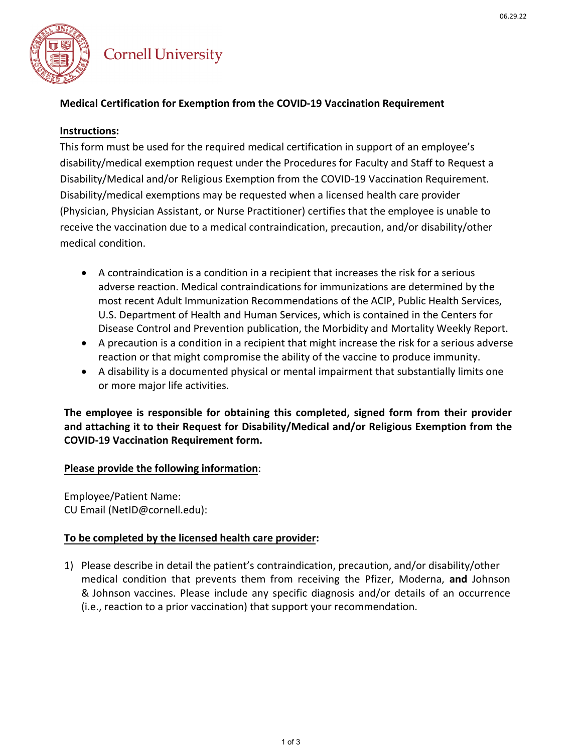06.29.22

Cornell University

## Medical Certification for Exemption from the COVID-19 Vaccination Requirement

**Instructions:**

This form must be used for the required medical certification in support of an employee's disability/medical exemption request under the Procedures for Faculty and Staff to Request a Disability/Medical and/or Religious Exemption from the COVID-19 Vaccination Requirement. Disability/medical exemptions may be requested when a licensed health care provider (Physician, Physician Assistant, or Nurse Practitioner) certifies that the employee is unable to receive the vaccination due to a medical contraindication, precaution, and/or disability/other medical condition.

- A contraindication is a condition in a recipient that increases the risk for a serious adverse reaction. Medical contraindications for immunizations are determined by the most recent Adult Immunization Recommendations of the ACIP, Public Health Services, U.S. Department of Health and Human Services, which is contained in the Centers for Disease Control and Prevention publication, the Morbidity and Mortality Weekly Report.
- A precaution is a condition in a recipient that might increase the risk for a serious adverse reaction or that might compromise the ability of the vaccine to produce immunity.
- A disability is a documented physical or mental impairment that substantially limits one or more major life activities.

**The employee is responsible for obtaining this completed, signed form from their provider and attaching it to their Request for Disability/Medical and/or Religious Exemption from the COVID-19 Vaccination Requirement form.**

**Please provide the following information**:

Employee/Patient Name:
CU Email (NetID@cornell.edu):

**To be completed by the licensed health care provider:**

1) Please describe in detail the patient's contraindication, precaution, and/or disability/other medical condition that prevents them from receiving the Pfizer, Moderna, **and** Johnson & Johnson vaccines. Please include any specific diagnosis and/or details of an occurrence (i.e., reaction to a prior vaccination) that support your recommendation.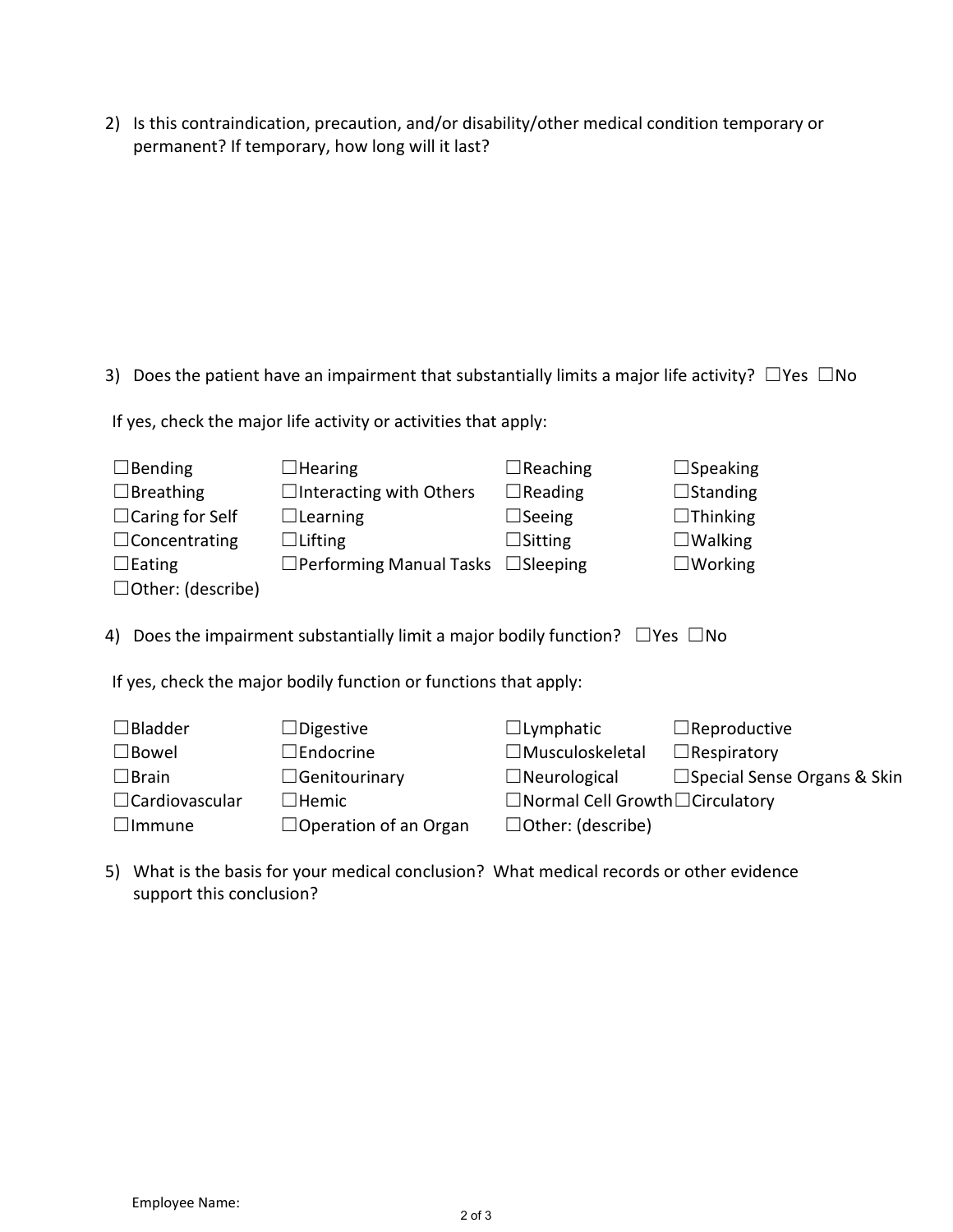2) Is this contraindication, precaution, and/or disability/other medical condition temporary or permanent? If temporary, how long will it last?

3) Does the patient have an impairment that substantially limits a major life activity? ☐Yes ☐No

If yes, check the major life activity or activities that apply:

| | | | |
|---|---|---|---|
| ☐Bending | ☐Hearing | ☐Reaching | ☐Speaking |
| ☐Breathing | ☐Interacting with Others | ☐Reading | ☐Standing |
| ☐Caring for Self | ☐Learning | ☐Seeing | ☐Thinking |
| ☐Concentrating | ☐Lifting | ☐Sitting | ☐Walking |
| ☐Eating | ☐Performing Manual Tasks | ☐Sleeping | ☐Working |
| ☐Other: (describe) | | | |

4) Does the impairment substantially limit a major bodily function? ☐Yes ☐No

If yes, check the major bodily function or functions that apply:

| | | | |
|---|---|---|---|
| ☐Bladder | ☐Digestive | ☐Lymphatic | ☐Reproductive |
| ☐Bowel | ☐Endocrine | ☐Musculoskeletal | ☐Respiratory |
| ☐Brain | ☐Genitourinary | ☐Neurological | ☐Special Sense Organs & Skin |
| ☐Cardiovascular | ☐Hemic | ☐Normal Cell Growth | ☐Circulatory |
| ☐Immune | ☐Operation of an Organ | ☐Other: (describe) | |

5) What is the basis for your medical conclusion? What medical records or other evidence support this conclusion?

Employee Name: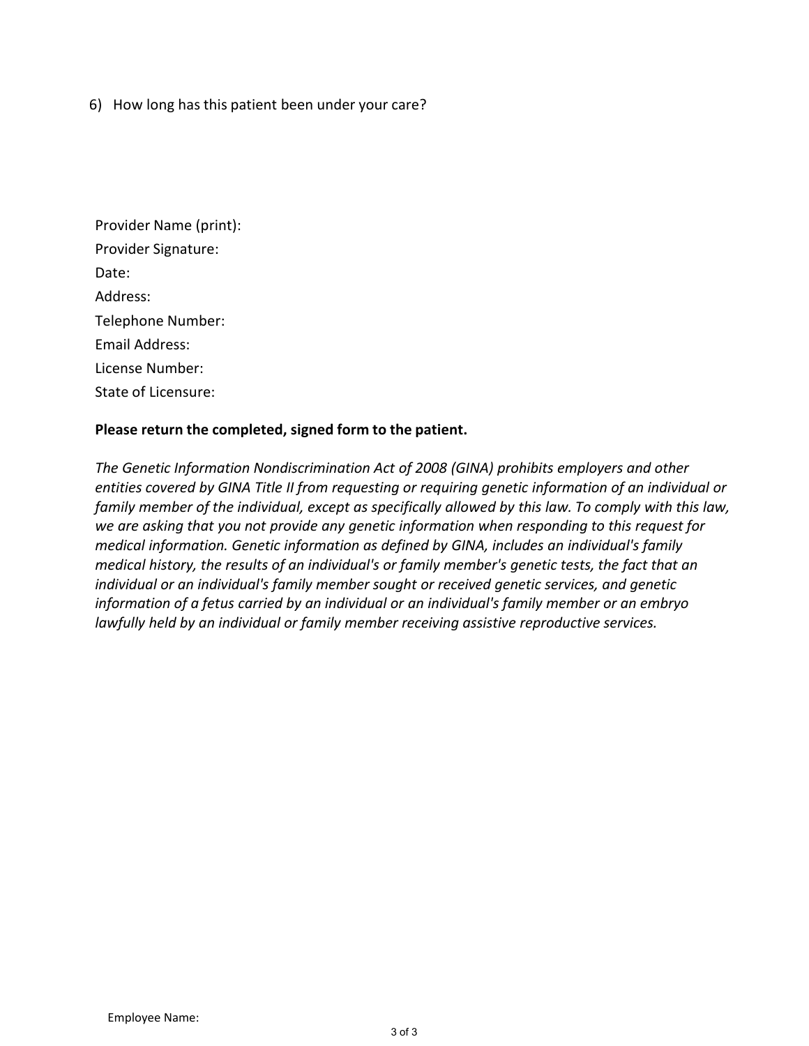6) How long has this patient been under your care?

Provider Name (print):

Provider Signature:

Date:

Address:

Telephone Number:

Email Address:

License Number:

State of Licensure:

**Please return the completed, signed form to the patient.**

*The Genetic Information Nondiscrimination Act of 2008 (GINA) prohibits employers and other entities covered by GINA Title II from requesting or requiring genetic information of an individual or family member of the individual, except as specifically allowed by this law. To comply with this law, we are asking that you not provide any genetic information when responding to this request for medical information. Genetic information as defined by GINA, includes an individual's family medical history, the results of an individual's or family member's genetic tests, the fact that an individual or an individual's family member sought or received genetic services, and genetic information of a fetus carried by an individual or an individual's family member or an embryo lawfully held by an individual or family member receiving assistive reproductive services.*

Employee Name: